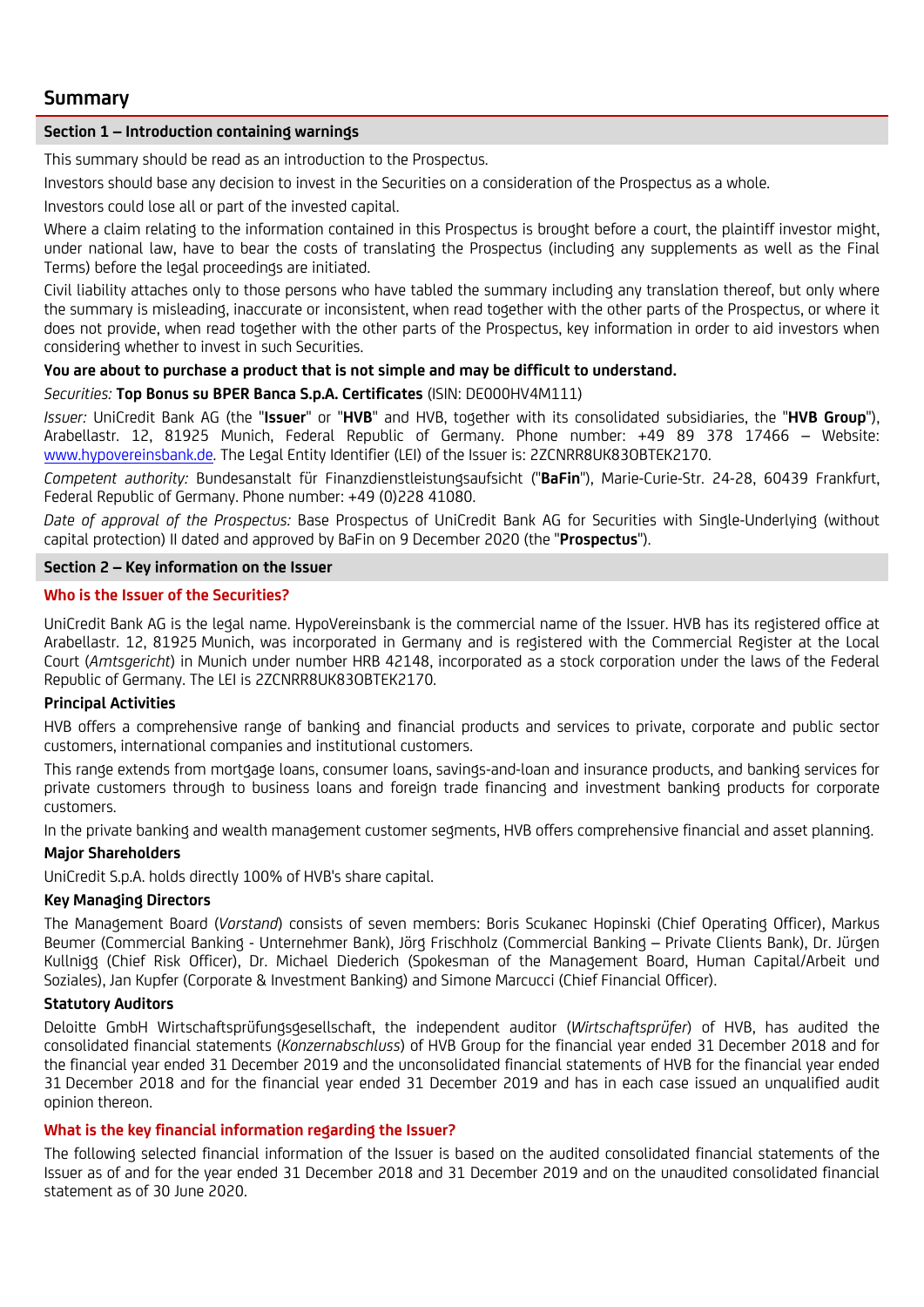# Summary

## Section 1 – Introduction containing warnings

This summary should be read as an introduction to the Prospectus.

Investors should base any decision to invest in the Securities on a consideration of the Prospectus as a whole.

Investors could lose all or part of the invested capital.

Where a claim relating to the information contained in this Prospectus is brought before a court, the plaintiff investor might, under national law, have to bear the costs of translating the Prospectus (including any supplements as well as the Final Terms) before the legal proceedings are initiated.

Civil liability attaches only to those persons who have tabled the summary including any translation thereof, but only where the summary is misleading, inaccurate or inconsistent, when read together with the other parts of the Prospectus, or where it does not provide, when read together with the other parts of the Prospectus, key information in order to aid investors when considering whether to invest in such Securities.

**You are about to purchase a product that is not simple and may be difficult to understand.**

*Securities:* **Top Bonus su BPER Banca S.p.A. Certificates** (ISIN: DE000HV4M111)

*Issuer:* UniCredit Bank AG (the "**Issuer**" or "**HVB**" and HVB, together with its consolidated subsidiaries, the "**HVB Group**"), Arabellastr. 12, 81925 Munich, Federal Republic of Germany. Phone number: +49 89 378 17466 – Website: www.hypovereinsbank.de. The Legal Entity Identifier (LEI) of the Issuer is: 2ZCNRR8UK83OBTEK2170.

*Competent authority:* Bundesanstalt für Finanzdienstleistungsaufsicht ("**BaFin**"), Marie-Curie-Str. 24-28, 60439 Frankfurt, Federal Republic of Germany. Phone number: +49 (0)228 41080.

*Date of approval of the Prospectus:* Base Prospectus of UniCredit Bank AG for Securities with Single-Underlying (without capital protection) II dated and approved by BaFin on 9 December 2020 (the "**Prospectus**").

## Section 2 – Key information on the Issuer

### Who is the Issuer of the Securities?

UniCredit Bank AG is the legal name. HypoVereinsbank is the commercial name of the Issuer. HVB has its registered office at Arabellastr. 12, 81925 Munich, was incorporated in Germany and is registered with the Commercial Register at the Local Court (*Amtsgericht*) in Munich under number HRB 42148, incorporated as a stock corporation under the laws of the Federal Republic of Germany. The LEI is 2ZCNRR8UK83OBTEK2170.

**Principal Activities**

HVB offers a comprehensive range of banking and financial products and services to private, corporate and public sector customers, international companies and institutional customers.

This range extends from mortgage loans, consumer loans, savings-and-loan and insurance products, and banking services for private customers through to business loans and foreign trade financing and investment banking products for corporate customers.

In the private banking and wealth management customer segments, HVB offers comprehensive financial and asset planning.

**Major Shareholders**

UniCredit S.p.A. holds directly 100% of HVB's share capital.

**Key Managing Directors**

The Management Board (*Vorstand*) consists of seven members: Boris Scukanec Hopinski (Chief Operating Officer), Markus Beumer (Commercial Banking - Unternehmer Bank), Jörg Frischholz (Commercial Banking – Private Clients Bank), Dr. Jürgen Kullnigg (Chief Risk Officer), Dr. Michael Diederich (Spokesman of the Management Board, Human Capital/Arbeit und Soziales), Jan Kupfer (Corporate & Investment Banking) and Simone Marcucci (Chief Financial Officer).

**Statutory Auditors**

Deloitte GmbH Wirtschaftsprüfungsgesellschaft, the independent auditor (*Wirtschaftsprüfer*) of HVB, has audited the consolidated financial statements (*Konzernabschluss*) of HVB Group for the financial year ended 31 December 2018 and for the financial year ended 31 December 2019 and the unconsolidated financial statements of HVB for the financial year ended 31 December 2018 and for the financial year ended 31 December 2019 and has in each case issued an unqualified audit opinion thereon.

### What is the key financial information regarding the Issuer?

The following selected financial information of the Issuer is based on the audited consolidated financial statements of the Issuer as of and for the year ended 31 December 2018 and 31 December 2019 and on the unaudited consolidated financial statement as of 30 June 2020.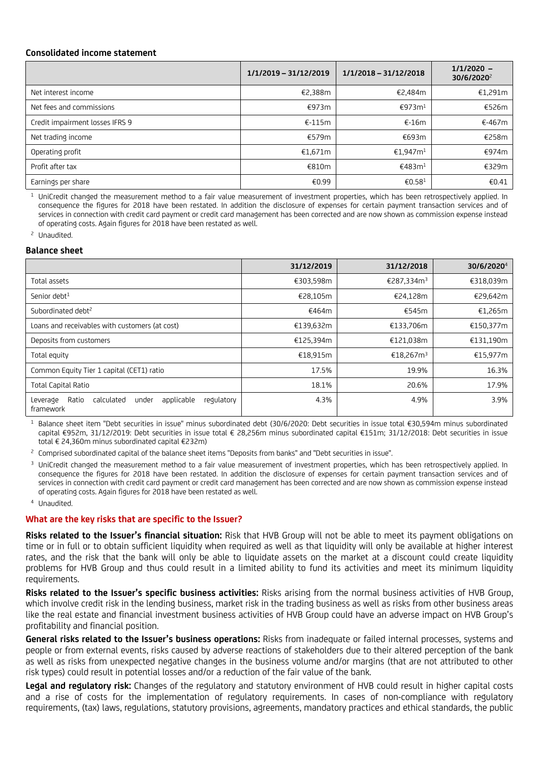**Consolidated income statement**

| | 1/1/2019 – 31/12/2019 | 1/1/2018 – 31/12/2018 | 1/1/2020 – 30/6/2020[2] |
|---|---|---|---|
| Net interest income | €2,388m | €2,484m | €1,291m |
| Net fees and commissions | €973m | €973m[1] | €526m |
| Credit impairment losses IFRS 9 | €-115m | €-16m | €-467m |
| Net trading income | €579m | €693m | €258m |
| Operating profit | €1,671m | €1,947m[1] | €974m |
| Profit after tax | €810m | €483m[1] | €329m |
| Earnings per share | €0.99 | €0.58[1] | €0.41 |

[1] UniCredit changed the measurement method to a fair value measurement of investment properties, which has been retrospectively applied. In consequence the figures for 2018 have been restated. In addition the disclosure of expenses for certain payment transaction services and of services in connection with credit card payment or credit card management has been corrected and are now shown as commission expense instead of operating costs. Again figures for 2018 have been restated as well.

[2] Unaudited.

**Balance sheet**

| | 31/12/2019 | 31/12/2018 | 30/6/2020[4] |
|---|---|---|---|
| Total assets | €303,598m | €287,334m[3] | €318,039m |
| Senior debt[1] | €28,105m | €24,128m | €29,642m |
| Subordinated debt[2] | €464m | €545m | €1,265m |
| Loans and receivables with customers (at cost) | €139,632m | €133,706m | €150,377m |
| Deposits from customers | €125,394m | €121,038m | €131,190m |
| Total equity | €18,915m | €18,267m[3] | €15,977m |
| Common Equity Tier 1 capital (CET1) ratio | 17.5% | 19.9% | 16.3% |
| Total Capital Ratio | 18.1% | 20.6% | 17.9% |
| Leverage Ratio calculated under applicable regulatory framework | 4.3% | 4.9% | 3.9% |

[1] Balance sheet item "Debt securities in issue" minus subordinated debt (30/6/2020: Debt securities in issue total €30,594m minus subordinated capital €952m, 31/12/2019: Debt securities in issue total € 28,256m minus subordinated capital €151m; 31/12/2018: Debt securities in issue total € 24,360m minus subordinated capital €232m)

[2] Comprised subordinated capital of the balance sheet items "Deposits from banks" and "Debt securities in issue".

[3] UniCredit changed the measurement method to a fair value measurement of investment properties, which has been retrospectively applied. In consequence the figures for 2018 have been restated. In addition the disclosure of expenses for certain payment transaction services and of services in connection with credit card payment or credit card management has been corrected and are now shown as commission expense instead of operating costs. Again figures for 2018 have been restated as well.

[4] Unaudited.

### What are the key risks that are specific to the Issuer?

**Risks related to the Issuer's financial situation:** Risk that HVB Group will not be able to meet its payment obligations on time or in full or to obtain sufficient liquidity when required as well as that liquidity will only be available at higher interest rates, and the risk that the bank will only be able to liquidate assets on the market at a discount could create liquidity problems for HVB Group and thus could result in a limited ability to fund its activities and meet its minimum liquidity requirements.

**Risks related to the Issuer's specific business activities:** Risks arising from the normal business activities of HVB Group, which involve credit risk in the lending business, market risk in the trading business as well as risks from other business areas like the real estate and financial investment business activities of HVB Group could have an adverse impact on HVB Group's profitability and financial position.

**General risks related to the Issuer's business operations:** Risks from inadequate or failed internal processes, systems and people or from external events, risks caused by adverse reactions of stakeholders due to their altered perception of the bank as well as risks from unexpected negative changes in the business volume and/or margins (that are not attributed to other risk types) could result in potential losses and/or a reduction of the fair value of the bank.

**Legal and regulatory risk:** Changes of the regulatory and statutory environment of HVB could result in higher capital costs and a rise of costs for the implementation of regulatory requirements. In cases of non-compliance with regulatory requirements, (tax) laws, regulations, statutory provisions, agreements, mandatory practices and ethical standards, the public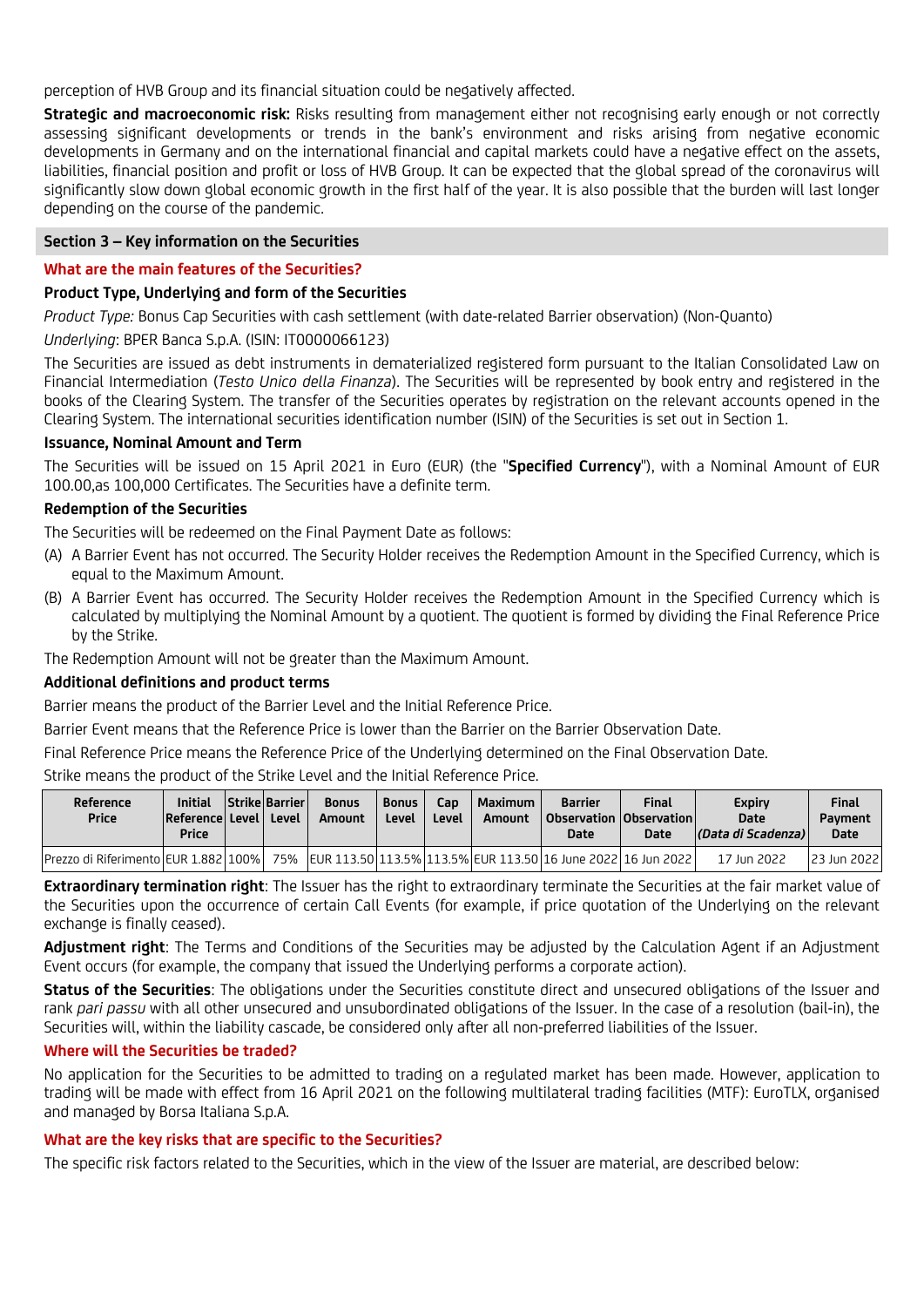perception of HVB Group and its financial situation could be negatively affected.

**Strategic and macroeconomic risk:** Risks resulting from management either not recognising early enough or not correctly assessing significant developments or trends in the bank's environment and risks arising from negative economic developments in Germany and on the international financial and capital markets could have a negative effect on the assets, liabilities, financial position and profit or loss of HVB Group. It can be expected that the global spread of the coronavirus will significantly slow down global economic growth in the first half of the year. It is also possible that the burden will last longer depending on the course of the pandemic.

## Section 3 – Key information on the Securities

### What are the main features of the Securities?

**Product Type, Underlying and form of the Securities**

*Product Type:* Bonus Cap Securities with cash settlement (with date-related Barrier observation) (Non-Quanto)

*Underlying*: BPER Banca S.p.A. (ISIN: IT0000066123)

The Securities are issued as debt instruments in dematerialized registered form pursuant to the Italian Consolidated Law on Financial Intermediation (*Testo Unico della Finanza*). The Securities will be represented by book entry and registered in the books of the Clearing System. The transfer of the Securities operates by registration on the relevant accounts opened in the Clearing System. The international securities identification number (ISIN) of the Securities is set out in Section 1.

**Issuance, Nominal Amount and Term**

The Securities will be issued on 15 April 2021 in Euro (EUR) (the "**Specified Currency**"), with a Nominal Amount of EUR 100.00,as 100,000 Certificates. The Securities have a definite term.

**Redemption of the Securities**

The Securities will be redeemed on the Final Payment Date as follows:

(A) A Barrier Event has not occurred. The Security Holder receives the Redemption Amount in the Specified Currency, which is equal to the Maximum Amount.

(B) A Barrier Event has occurred. The Security Holder receives the Redemption Amount in the Specified Currency which is calculated by multiplying the Nominal Amount by a quotient. The quotient is formed by dividing the Final Reference Price by the Strike.

The Redemption Amount will not be greater than the Maximum Amount.

**Additional definitions and product terms**

Barrier means the product of the Barrier Level and the Initial Reference Price.

Barrier Event means that the Reference Price is lower than the Barrier on the Barrier Observation Date.

Final Reference Price means the Reference Price of the Underlying determined on the Final Observation Date.

Strike means the product of the Strike Level and the Initial Reference Price.

| Reference Price | Initial Reference Price | Strike Level | Barrier Level | Bonus Amount | Bonus Level | Cap Level | Maximum Amount | Barrier Observation Date | Final Observation Date | Expiry Date *(Data di Scadenza)* | Final Payment Date |
|---|---|---|---|---|---|---|---|---|---|---|---|
| Prezzo di Riferimento | EUR 1.882 | 100% | 75% | EUR 113.50 | 113.5% | 113.5% | EUR 113.50 | 16 June 2022 | 16 Jun 2022 | 17 Jun 2022 | 23 Jun 2022 |

**Extraordinary termination right**: The Issuer has the right to extraordinary terminate the Securities at the fair market value of the Securities upon the occurrence of certain Call Events (for example, if price quotation of the Underlying on the relevant exchange is finally ceased).

**Adjustment right**: The Terms and Conditions of the Securities may be adjusted by the Calculation Agent if an Adjustment Event occurs (for example, the company that issued the Underlying performs a corporate action).

**Status of the Securities**: The obligations under the Securities constitute direct and unsecured obligations of the Issuer and rank *pari passu* with all other unsecured and unsubordinated obligations of the Issuer. In the case of a resolution (bail-in), the Securities will, within the liability cascade, be considered only after all non-preferred liabilities of the Issuer.

### Where will the Securities be traded?

No application for the Securities to be admitted to trading on a regulated market has been made. However, application to trading will be made with effect from 16 April 2021 on the following multilateral trading facilities (MTF): EuroTLX, organised and managed by Borsa Italiana S.p.A.

### What are the key risks that are specific to the Securities?

The specific risk factors related to the Securities, which in the view of the Issuer are material, are described below: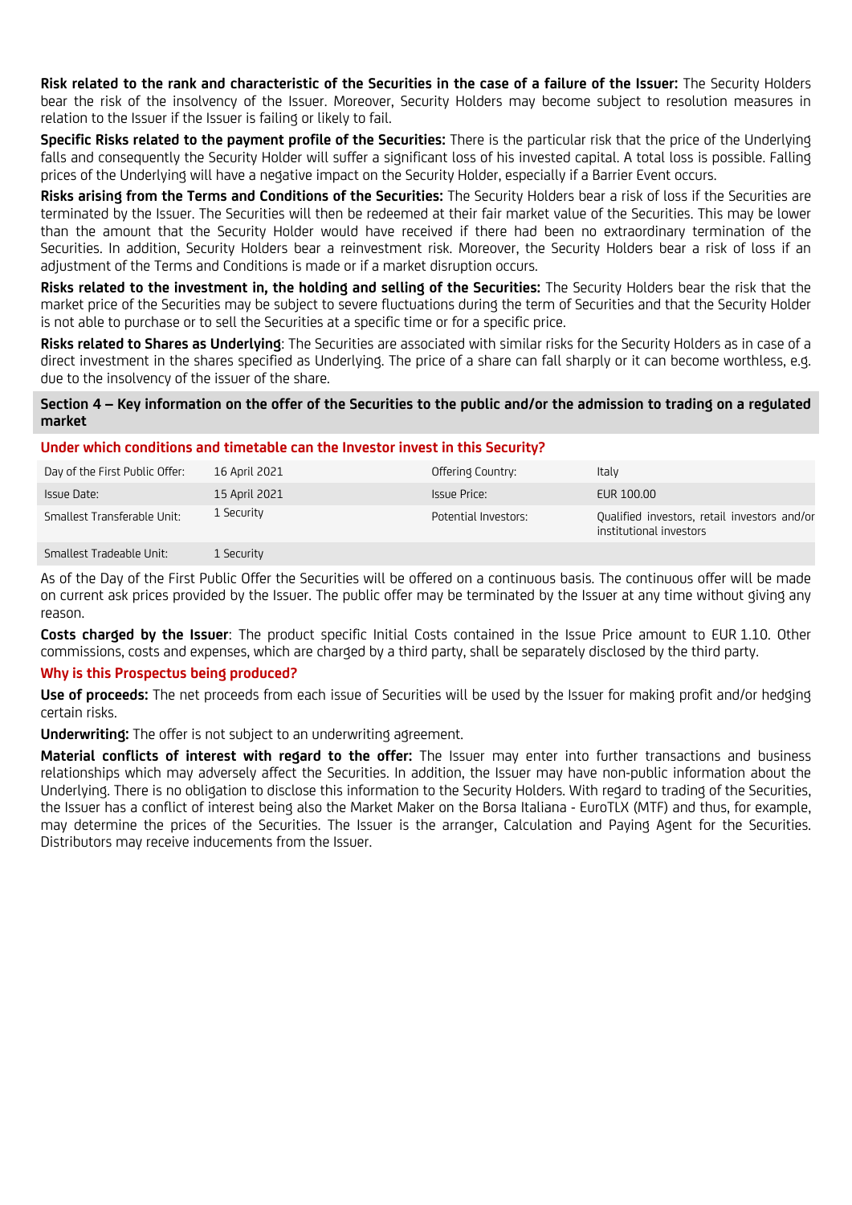**Risk related to the rank and characteristic of the Securities in the case of a failure of the Issuer:** The Security Holders bear the risk of the insolvency of the Issuer. Moreover, Security Holders may become subject to resolution measures in relation to the Issuer if the Issuer is failing or likely to fail.

**Specific Risks related to the payment profile of the Securities:** There is the particular risk that the price of the Underlying falls and consequently the Security Holder will suffer a significant loss of his invested capital. A total loss is possible. Falling prices of the Underlying will have a negative impact on the Security Holder, especially if a Barrier Event occurs.

**Risks arising from the Terms and Conditions of the Securities:** The Security Holders bear a risk of loss if the Securities are terminated by the Issuer. The Securities will then be redeemed at their fair market value of the Securities. This may be lower than the amount that the Security Holder would have received if there had been no extraordinary termination of the Securities. In addition, Security Holders bear a reinvestment risk. Moreover, the Security Holders bear a risk of loss if an adjustment of the Terms and Conditions is made or if a market disruption occurs.

**Risks related to the investment in, the holding and selling of the Securities:** The Security Holders bear the risk that the market price of the Securities may be subject to severe fluctuations during the term of Securities and that the Security Holder is not able to purchase or to sell the Securities at a specific time or for a specific price.

**Risks related to Shares as Underlying**: The Securities are associated with similar risks for the Security Holders as in case of a direct investment in the shares specified as Underlying. The price of a share can fall sharply or it can become worthless, e.g. due to the insolvency of the issuer of the share.

## Section 4 – Key information on the offer of the Securities to the public and/or the admission to trading on a regulated market

### Under which conditions and timetable can the Investor invest in this Security?

| | | | |
|---|---|---|---|
| Day of the First Public Offer: | 16 April 2021 | Offering Country: | Italy |
| Issue Date: | 15 April 2021 | Issue Price: | EUR 100.00 |
| Smallest Transferable Unit: | 1 Security | Potential Investors: | Qualified investors, retail investors and/or institutional investors |
| Smallest Tradeable Unit: | 1 Security | | |

As of the Day of the First Public Offer the Securities will be offered on a continuous basis. The continuous offer will be made on current ask prices provided by the Issuer. The public offer may be terminated by the Issuer at any time without giving any reason.

**Costs charged by the Issuer**: The product specific Initial Costs contained in the Issue Price amount to EUR 1.10. Other commissions, costs and expenses, which are charged by a third party, shall be separately disclosed by the third party.

### Why is this Prospectus being produced?

**Use of proceeds:** The net proceeds from each issue of Securities will be used by the Issuer for making profit and/or hedging certain risks.

**Underwriting:** The offer is not subject to an underwriting agreement.

**Material conflicts of interest with regard to the offer:** The Issuer may enter into further transactions and business relationships which may adversely affect the Securities. In addition, the Issuer may have non-public information about the Underlying. There is no obligation to disclose this information to the Security Holders. With regard to trading of the Securities, the Issuer has a conflict of interest being also the Market Maker on the Borsa Italiana - EuroTLX (MTF) and thus, for example, may determine the prices of the Securities. The Issuer is the arranger, Calculation and Paying Agent for the Securities. Distributors may receive inducements from the Issuer.